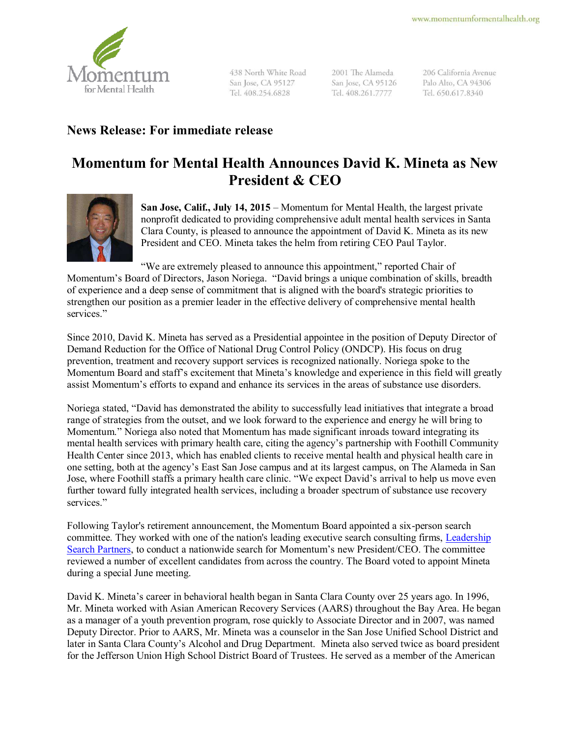www.momentumformentalhealth.org

Momentum for Mental Health

438 North White Road
San Jose, CA 95127
Tel. 408.254.6828

2001 The Alameda
San Jose, CA 95126
Tel. 408.261.7777

206 California Avenue
Palo Alto, CA 94306
Tel. 650.617.8340

**News Release: For immediate release**

# Momentum for Mental Health Announces David K. Mineta as New President & CEO

**San Jose, Calif., July 14, 2015** – Momentum for Mental Health, the largest private nonprofit dedicated to providing comprehensive adult mental health services in Santa Clara County, is pleased to announce the appointment of David K. Mineta as its new President and CEO. Mineta takes the helm from retiring CEO Paul Taylor.

"We are extremely pleased to announce this appointment," reported Chair of Momentum's Board of Directors, Jason Noriega. "David brings a unique combination of skills, breadth of experience and a deep sense of commitment that is aligned with the board's strategic priorities to strengthen our position as a premier leader in the effective delivery of comprehensive mental health services."

Since 2010, David K. Mineta has served as a Presidential appointee in the position of Deputy Director of Demand Reduction for the Office of National Drug Control Policy (ONDCP). His focus on drug prevention, treatment and recovery support services is recognized nationally. Noriega spoke to the Momentum Board and staff's excitement that Mineta's knowledge and experience in this field will greatly assist Momentum's efforts to expand and enhance its services in the areas of substance use disorders.

Noriega stated, "David has demonstrated the ability to successfully lead initiatives that integrate a broad range of strategies from the outset, and we look forward to the experience and energy he will bring to Momentum." Noriega also noted that Momentum has made significant inroads toward integrating its mental health services with primary health care, citing the agency's partnership with Foothill Community Health Center since 2013, which has enabled clients to receive mental health and physical health care in one setting, both at the agency's East San Jose campus and at its largest campus, on The Alameda in San Jose, where Foothill staffs a primary health care clinic. "We expect David's arrival to help us move even further toward fully integrated health services, including a broader spectrum of substance use recovery services."

Following Taylor's retirement announcement, the Momentum Board appointed a six-person search committee. They worked with one of the nation's leading executive search consulting firms, Leadership Search Partners, to conduct a nationwide search for Momentum's new President/CEO. The committee reviewed a number of excellent candidates from across the country. The Board voted to appoint Mineta during a special June meeting.

David K. Mineta's career in behavioral health began in Santa Clara County over 25 years ago. In 1996, Mr. Mineta worked with Asian American Recovery Services (AARS) throughout the Bay Area. He began as a manager of a youth prevention program, rose quickly to Associate Director and in 2007, was named Deputy Director. Prior to AARS, Mr. Mineta was a counselor in the San Jose Unified School District and later in Santa Clara County's Alcohol and Drug Department. Mineta also served twice as board president for the Jefferson Union High School District Board of Trustees. He served as a member of the American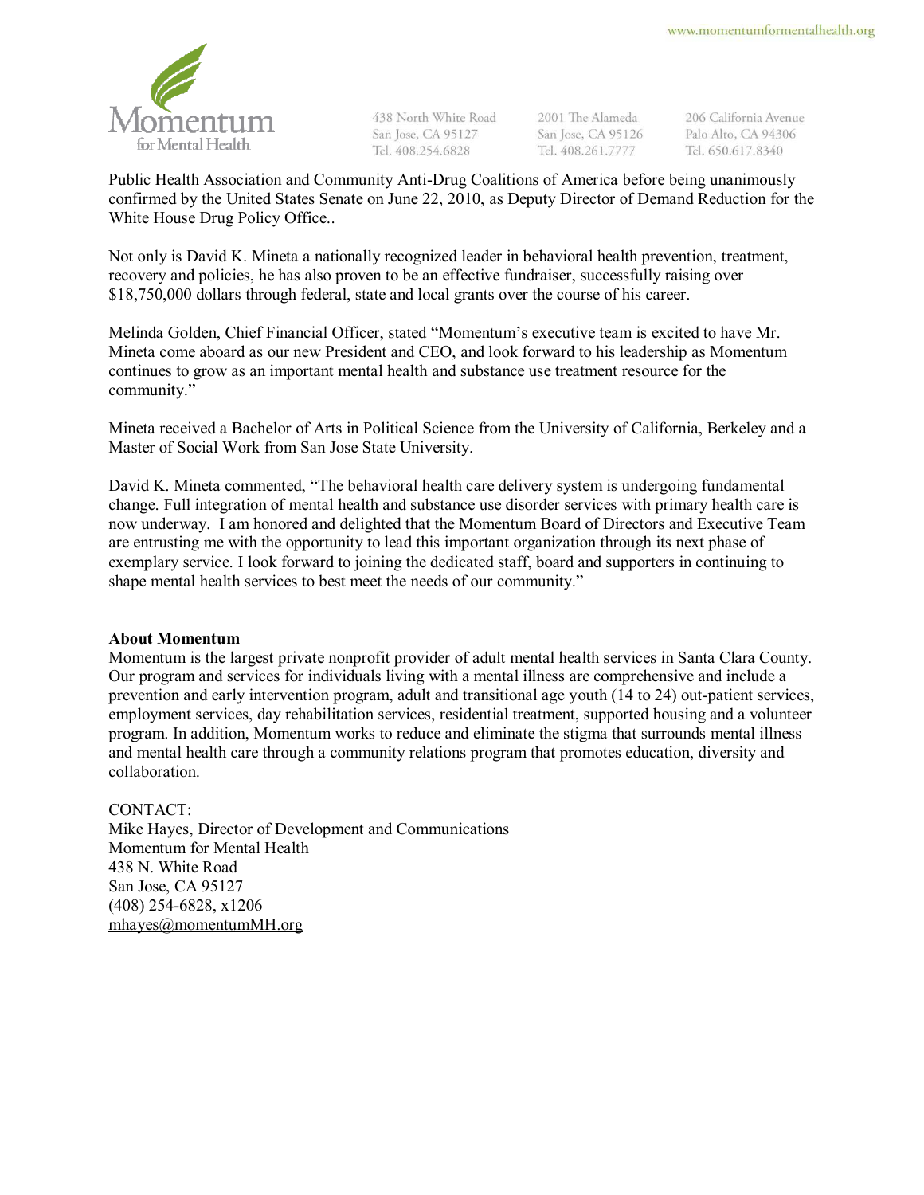Public Health Association and Community Anti-Drug Coalitions of America before being unanimously confirmed by the United States Senate on June 22, 2010, as Deputy Director of Demand Reduction for the White House Drug Policy Office..

Not only is David K. Mineta a nationally recognized leader in behavioral health prevention, treatment, recovery and policies, he has also proven to be an effective fundraiser, successfully raising over $18,750,000 dollars through federal, state and local grants over the course of his career.

Melinda Golden, Chief Financial Officer, stated "Momentum's executive team is excited to have Mr. Mineta come aboard as our new President and CEO, and look forward to his leadership as Momentum continues to grow as an important mental health and substance use treatment resource for the community."

Mineta received a Bachelor of Arts in Political Science from the University of California, Berkeley and a Master of Social Work from San Jose State University.

David K. Mineta commented, "The behavioral health care delivery system is undergoing fundamental change. Full integration of mental health and substance use disorder services with primary health care is now underway. I am honored and delighted that the Momentum Board of Directors and Executive Team are entrusting me with the opportunity to lead this important organization through its next phase of exemplary service. I look forward to joining the dedicated staff, board and supporters in continuing to shape mental health services to best meet the needs of our community."

**About Momentum**

Momentum is the largest private nonprofit provider of adult mental health services in Santa Clara County. Our program and services for individuals living with a mental illness are comprehensive and include a prevention and early intervention program, adult and transitional age youth (14 to 24) out-patient services, employment services, day rehabilitation services, residential treatment, supported housing and a volunteer program. In addition, Momentum works to reduce and eliminate the stigma that surrounds mental illness and mental health care through a community relations program that promotes education, diversity and collaboration.

CONTACT:
Mike Hayes, Director of Development and Communications
Momentum for Mental Health
438 N. White Road
San Jose, CA 95127
(408) 254-6828, x1206
mhayes@momentumMH.org